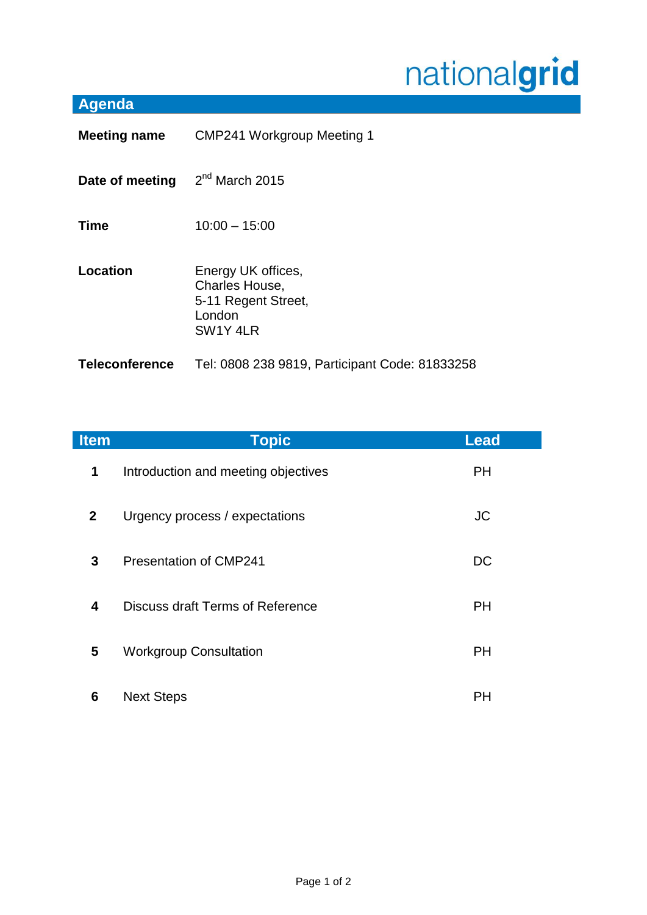nationalgrid

## Agenda

**Meeting name** CMP241 Workgroup Meeting 1

**Date of meeting** 2nd March 2015

**Time** 10:00 – 15:00

**Location** Energy UK offices,
Charles House,
5-11 Regent Street,
London
SW1Y 4LR

**Teleconference** Tel: 0808 238 9819, Participant Code: 81833258

| Item | Topic | Lead |
|---|---|---|
| **1** | Introduction and meeting objectives | PH |
| **2** | Urgency process / expectations | JC |
| **3** | Presentation of CMP241 | DC |
| **4** | Discuss draft Terms of Reference | PH |
| **5** | Workgroup Consultation | PH |
| **6** | Next Steps | PH |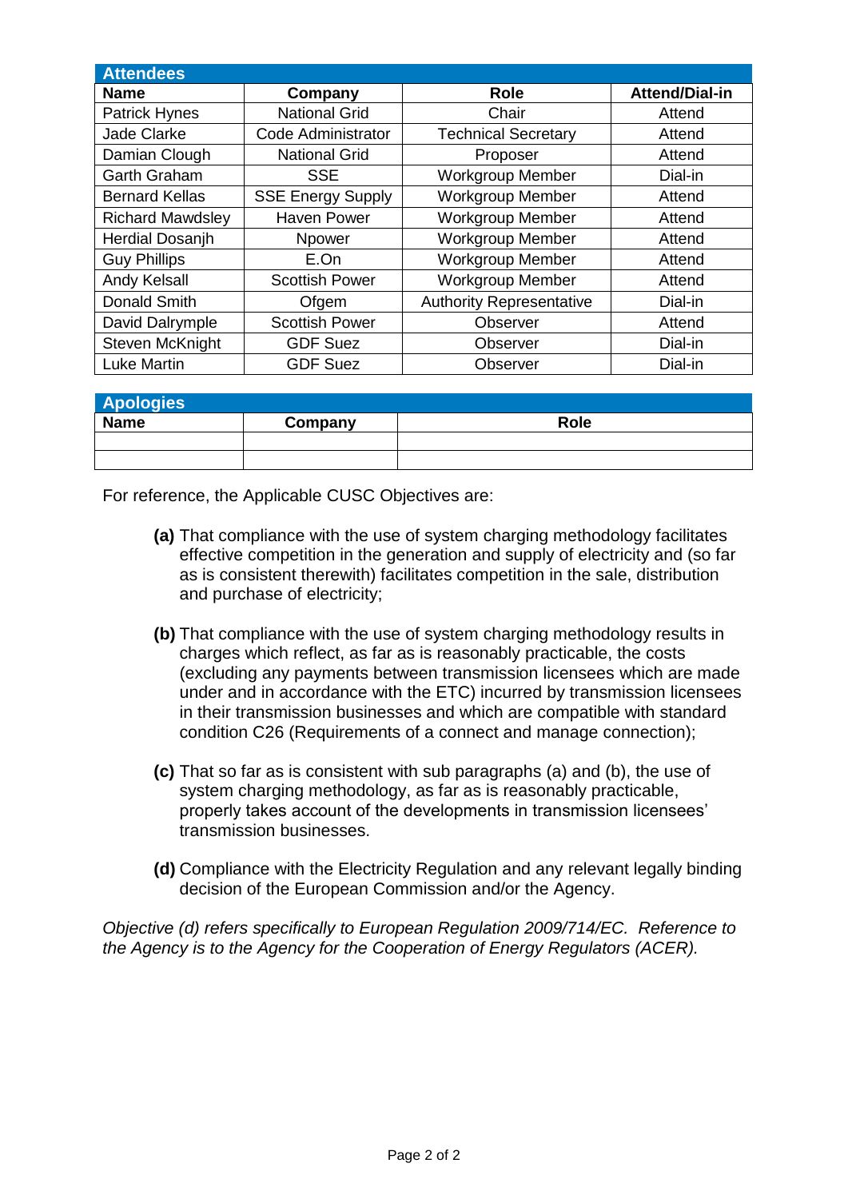## Attendees

| Name | Company | Role | Attend/Dial-in |
|---|---|---|---|
| Patrick Hynes | National Grid | Chair | Attend |
| Jade Clarke | Code Administrator | Technical Secretary | Attend |
| Damian Clough | National Grid | Proposer | Attend |
| Garth Graham | SSE | Workgroup Member | Dial-in |
| Bernard Kellas | SSE Energy Supply | Workgroup Member | Attend |
| Richard Mawdsley | Haven Power | Workgroup Member | Attend |
| Herdial Dosanjh | Npower | Workgroup Member | Attend |
| Guy Phillips | E.On | Workgroup Member | Attend |
| Andy Kelsall | Scottish Power | Workgroup Member | Attend |
| Donald Smith | Ofgem | Authority Representative | Dial-in |
| David Dalrymple | Scottish Power | Observer | Attend |
| Steven McKnight | GDF Suez | Observer | Dial-in |
| Luke Martin | GDF Suez | Observer | Dial-in |

## Apologies

| Name | Company | Role |
|---|---|---|
| | | |
| | | |

For reference, the Applicable CUSC Objectives are:

**(a)** That compliance with the use of system charging methodology facilitates effective competition in the generation and supply of electricity and (so far as is consistent therewith) facilitates competition in the sale, distribution and purchase of electricity;

**(b)** That compliance with the use of system charging methodology results in charges which reflect, as far as is reasonably practicable, the costs (excluding any payments between transmission licensees which are made under and in accordance with the ETC) incurred by transmission licensees in their transmission businesses and which are compatible with standard condition C26 (Requirements of a connect and manage connection);

**(c)** That so far as is consistent with sub paragraphs (a) and (b), the use of system charging methodology, as far as is reasonably practicable, properly takes account of the developments in transmission licensees' transmission businesses.

**(d)** Compliance with the Electricity Regulation and any relevant legally binding decision of the European Commission and/or the Agency.

*Objective (d) refers specifically to European Regulation 2009/714/EC. Reference to the Agency is to the Agency for the Cooperation of Energy Regulators (ACER).*